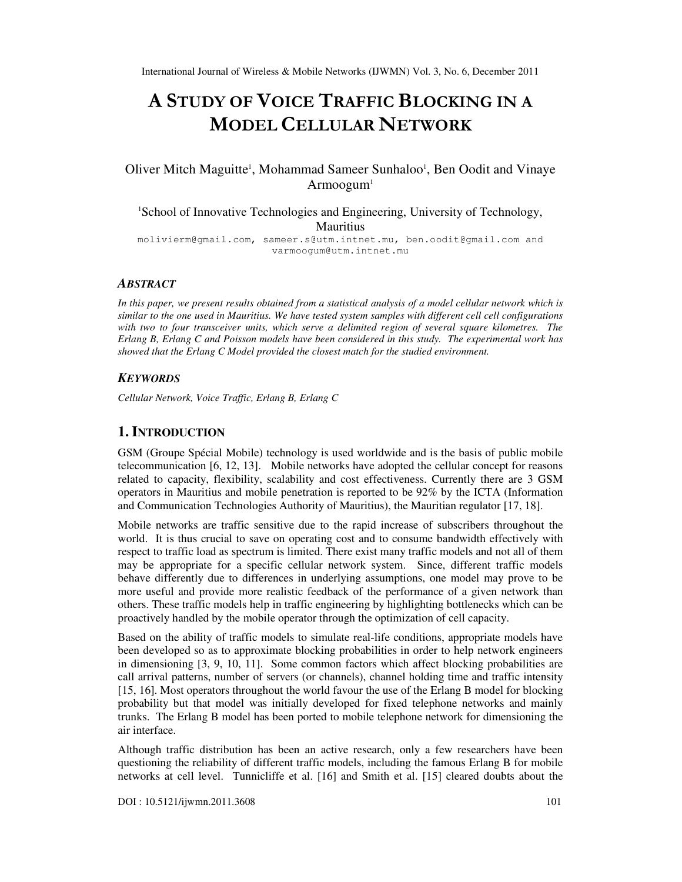# A STUDY OF VOICE TRAFFIC BLOCKING IN A MODEL CELLULAR NETWORK

Oliver Mitch Maguitte[1], Mohammad Sameer Sunhaloo[1], Ben Oodit and Vinaye Armoogum[1]

[1]School of Innovative Technologies and Engineering, University of Technology, Mauritius

molivierm@gmail.com, sameer.s@utm.intnet.mu, ben.oodit@gmail.com and varmoogum@utm.intnet.mu

### *ABSTRACT*

*In this paper, we present results obtained from a statistical analysis of a model cellular network which is similar to the one used in Mauritius. We have tested system samples with different cell cell configurations with two to four transceiver units, which serve a delimited region of several square kilometres. The Erlang B, Erlang C and Poisson models have been considered in this study. The experimental work has showed that the Erlang C Model provided the closest match for the studied environment.*

### *KEYWORDS*

*Cellular Network, Voice Traffic, Erlang B, Erlang C*

## 1. INTRODUCTION

GSM (Groupe Spécial Mobile) technology is used worldwide and is the basis of public mobile telecommunication [6, 12, 13]. Mobile networks have adopted the cellular concept for reasons related to capacity, flexibility, scalability and cost effectiveness. Currently there are 3 GSM operators in Mauritius and mobile penetration is reported to be 92% by the ICTA (Information and Communication Technologies Authority of Mauritius), the Mauritian regulator [17, 18].

Mobile networks are traffic sensitive due to the rapid increase of subscribers throughout the world. It is thus crucial to save on operating cost and to consume bandwidth effectively with respect to traffic load as spectrum is limited. There exist many traffic models and not all of them may be appropriate for a specific cellular network system. Since, different traffic models behave differently due to differences in underlying assumptions, one model may prove to be more useful and provide more realistic feedback of the performance of a given network than others. These traffic models help in traffic engineering by highlighting bottlenecks which can be proactively handled by the mobile operator through the optimization of cell capacity.

Based on the ability of traffic models to simulate real-life conditions, appropriate models have been developed so as to approximate blocking probabilities in order to help network engineers in dimensioning [3, 9, 10, 11]. Some common factors which affect blocking probabilities are call arrival patterns, number of servers (or channels), channel holding time and traffic intensity [15, 16]. Most operators throughout the world favour the use of the Erlang B model for blocking probability but that model was initially developed for fixed telephone networks and mainly trunks. The Erlang B model has been ported to mobile telephone network for dimensioning the air interface.

Although traffic distribution has been an active research, only a few researchers have been questioning the reliability of different traffic models, including the famous Erlang B for mobile networks at cell level. Tunnicliffe et al. [16] and Smith et al. [15] cleared doubts about the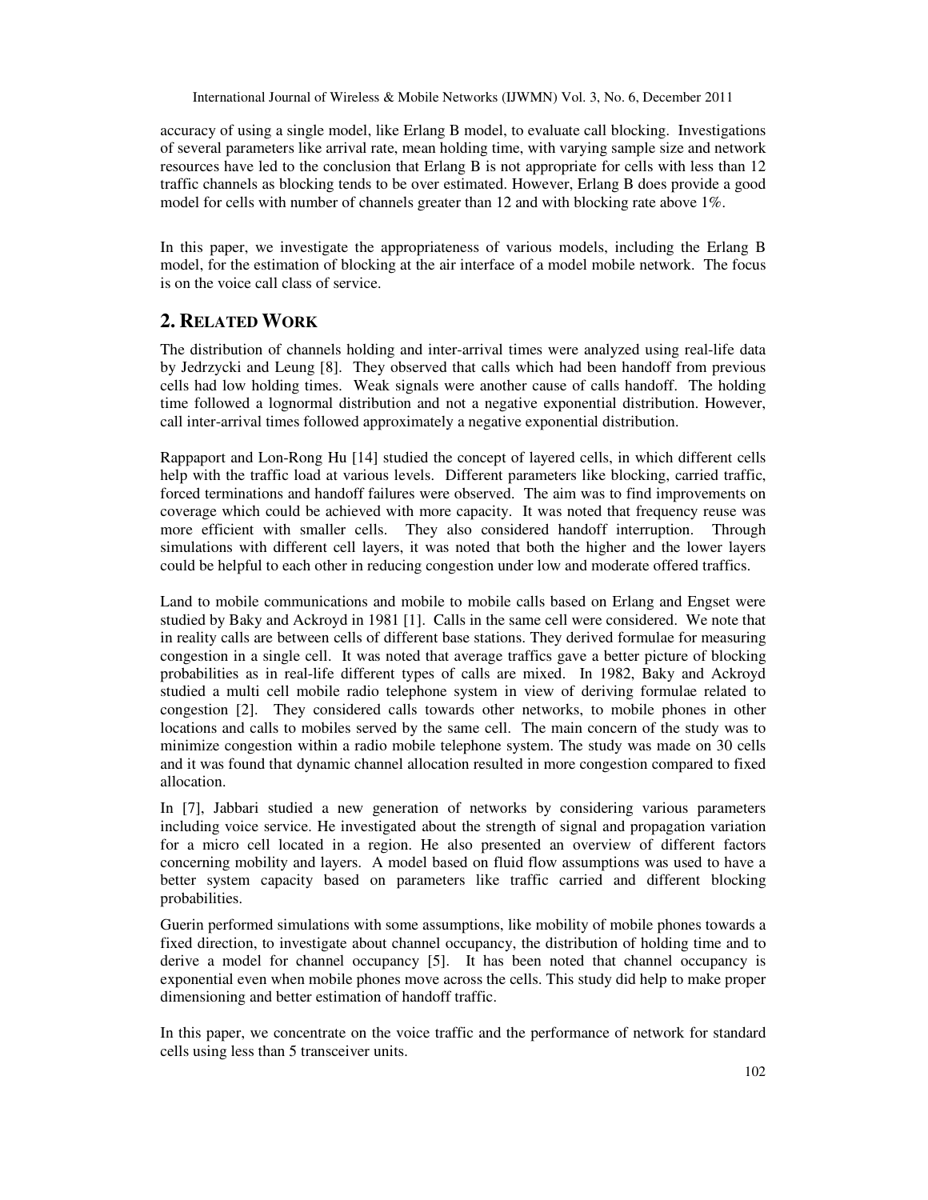accuracy of using a single model, like Erlang B model, to evaluate call blocking. Investigations of several parameters like arrival rate, mean holding time, with varying sample size and network resources have led to the conclusion that Erlang B is not appropriate for cells with less than 12 traffic channels as blocking tends to be over estimated. However, Erlang B does provide a good model for cells with number of channels greater than 12 and with blocking rate above 1%.

In this paper, we investigate the appropriateness of various models, including the Erlang B model, for the estimation of blocking at the air interface of a model mobile network. The focus is on the voice call class of service.

## 2. Related Work

The distribution of channels holding and inter-arrival times were analyzed using real-life data by Jedrzycki and Leung [8]. They observed that calls which had been handoff from previous cells had low holding times. Weak signals were another cause of calls handoff. The holding time followed a lognormal distribution and not a negative exponential distribution. However, call inter-arrival times followed approximately a negative exponential distribution.

Rappaport and Lon-Rong Hu [14] studied the concept of layered cells, in which different cells help with the traffic load at various levels. Different parameters like blocking, carried traffic, forced terminations and handoff failures were observed. The aim was to find improvements on coverage which could be achieved with more capacity. It was noted that frequency reuse was more efficient with smaller cells. They also considered handoff interruption. Through simulations with different cell layers, it was noted that both the higher and the lower layers could be helpful to each other in reducing congestion under low and moderate offered traffics.

Land to mobile communications and mobile to mobile calls based on Erlang and Engset were studied by Baky and Ackroyd in 1981 [1]. Calls in the same cell were considered. We note that in reality calls are between cells of different base stations. They derived formulae for measuring congestion in a single cell. It was noted that average traffics gave a better picture of blocking probabilities as in real-life different types of calls are mixed. In 1982, Baky and Ackroyd studied a multi cell mobile radio telephone system in view of deriving formulae related to congestion [2]. They considered calls towards other networks, to mobile phones in other locations and calls to mobiles served by the same cell. The main concern of the study was to minimize congestion within a radio mobile telephone system. The study was made on 30 cells and it was found that dynamic channel allocation resulted in more congestion compared to fixed allocation.

In [7], Jabbari studied a new generation of networks by considering various parameters including voice service. He investigated about the strength of signal and propagation variation for a micro cell located in a region. He also presented an overview of different factors concerning mobility and layers. A model based on fluid flow assumptions was used to have a better system capacity based on parameters like traffic carried and different blocking probabilities.

Guerin performed simulations with some assumptions, like mobility of mobile phones towards a fixed direction, to investigate about channel occupancy, the distribution of holding time and to derive a model for channel occupancy [5]. It has been noted that channel occupancy is exponential even when mobile phones move across the cells. This study did help to make proper dimensioning and better estimation of handoff traffic.

In this paper, we concentrate on the voice traffic and the performance of network for standard cells using less than 5 transceiver units.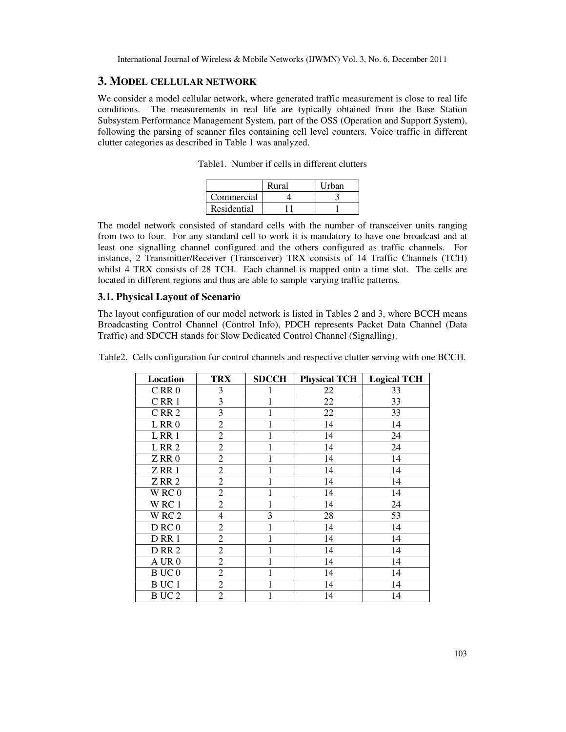## 3. MODEL CELLULAR NETWORK

We consider a model cellular network, where generated traffic measurement is close to real life conditions. The measurements in real life are typically obtained from the Base Station Subsystem Performance Management System, part of the OSS (Operation and Support System), following the parsing of scanner files containing cell level counters. Voice traffic in different clutter categories as described in Table 1 was analyzed.

Table1. Number if cells in different clutters

| | Rural | Urban |
|---|---|---|
| Commercial | 4 | 3 |
| Residential | 11 | 1 |

The model network consisted of standard cells with the number of transceiver units ranging from two to four. For any standard cell to work it is mandatory to have one broadcast and at least one signalling channel configured and the others configured as traffic channels. For instance, 2 Transmitter/Receiver (Transceiver) TRX consists of 14 Traffic Channels (TCH) whilst 4 TRX consists of 28 TCH. Each channel is mapped onto a time slot. The cells are located in different regions and thus are able to sample varying traffic patterns.

### 3.1. Physical Layout of Scenario

The layout configuration of our model network is listed in Tables 2 and 3, where BCCH means Broadcasting Control Channel (Control Info), PDCH represents Packet Data Channel (Data Traffic) and SDCCH stands for Slow Dedicated Control Channel (Signalling).

Table2. Cells configuration for control channels and respective clutter serving with one BCCH.

| Location | TRX | SDCCH | Physical TCH | Logical TCH |
|---|---|---|---|---|
| C RR 0 | 3 | 1 | 22 | 33 |
| C RR 1 | 3 | 1 | 22 | 33 |
| C RR 2 | 3 | 1 | 22 | 33 |
| L RR 0 | 2 | 1 | 14 | 14 |
| L RR 1 | 2 | 1 | 14 | 24 |
| L RR 2 | 2 | 1 | 14 | 24 |
| Z RR 0 | 2 | 1 | 14 | 14 |
| Z RR 1 | 2 | 1 | 14 | 14 |
| Z RR 2 | 2 | 1 | 14 | 14 |
| W RC 0 | 2 | 1 | 14 | 14 |
| W RC 1 | 2 | 1 | 14 | 24 |
| W RC 2 | 4 | 3 | 28 | 53 |
| D RC 0 | 2 | 1 | 14 | 14 |
| D RR 1 | 2 | 1 | 14 | 14 |
| D RR 2 | 2 | 1 | 14 | 14 |
| A UR 0 | 2 | 1 | 14 | 14 |
| B UC 0 | 2 | 1 | 14 | 14 |
| B UC 1 | 2 | 1 | 14 | 14 |
| B UC 2 | 2 | 1 | 14 | 14 |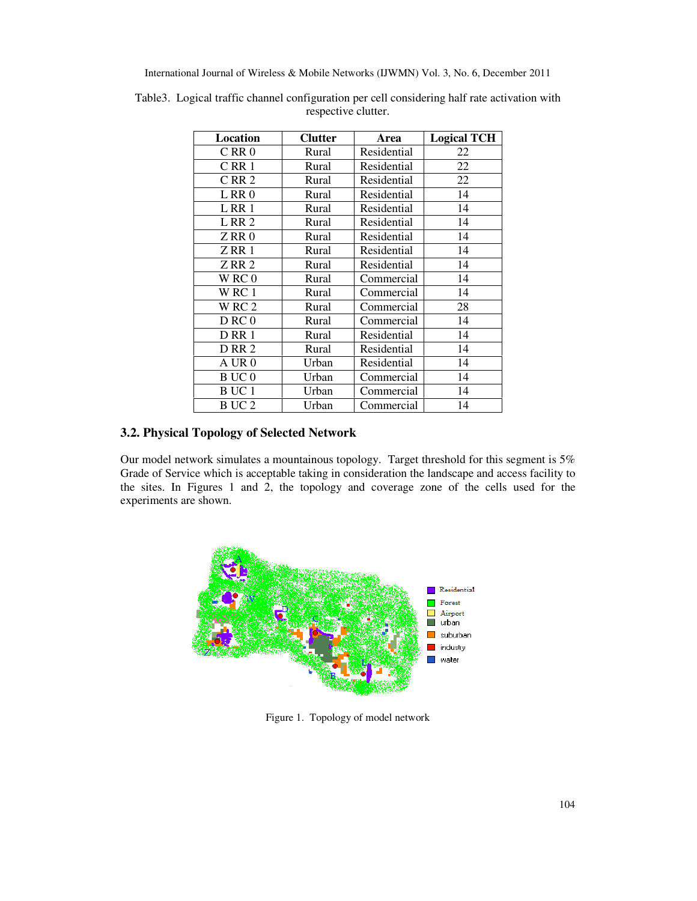Table3. Logical traffic channel configuration per cell considering half rate activation with respective clutter.

| Location | Clutter | Area | Logical TCH |
|---|---|---|---|
| C RR 0 | Rural | Residential | 22 |
| C RR 1 | Rural | Residential | 22 |
| C RR 2 | Rural | Residential | 22 |
| L RR 0 | Rural | Residential | 14 |
| L RR 1 | Rural | Residential | 14 |
| L RR 2 | Rural | Residential | 14 |
| Z RR 0 | Rural | Residential | 14 |
| Z RR 1 | Rural | Residential | 14 |
| Z RR 2 | Rural | Residential | 14 |
| W RC 0 | Rural | Commercial | 14 |
| W RC 1 | Rural | Commercial | 14 |
| W RC 2 | Rural | Commercial | 28 |
| D RC 0 | Rural | Commercial | 14 |
| D RR 1 | Rural | Residential | 14 |
| D RR 2 | Rural | Residential | 14 |
| A UR 0 | Urban | Residential | 14 |
| B UC 0 | Urban | Commercial | 14 |
| B UC 1 | Urban | Commercial | 14 |
| B UC 2 | Urban | Commercial | 14 |

### 3.2. Physical Topology of Selected Network

Our model network simulates a mountainous topology. Target threshold for this segment is 5% Grade of Service which is acceptable taking in consideration the landscape and access facility to the sites. In Figures 1 and 2, the topology and coverage zone of the cells used for the experiments are shown.

Figure 1. Topology of model network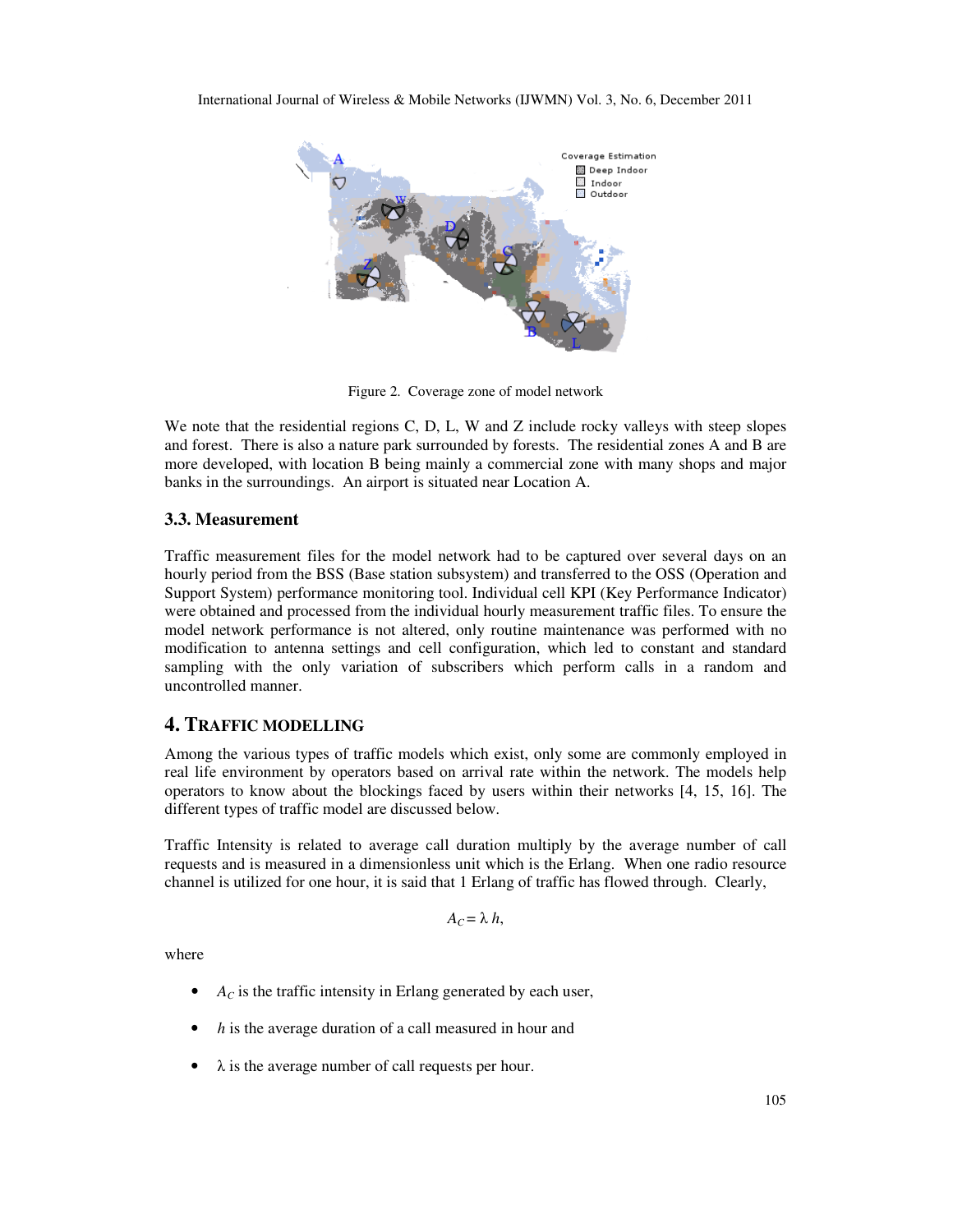Figure 2. Coverage zone of model network

We note that the residential regions C, D, L, W and Z include rocky valleys with steep slopes and forest. There is also a nature park surrounded by forests. The residential zones A and B are more developed, with location B being mainly a commercial zone with many shops and major banks in the surroundings. An airport is situated near Location A.

### 3.3. Measurement

Traffic measurement files for the model network had to be captured over several days on an hourly period from the BSS (Base station subsystem) and transferred to the OSS (Operation and Support System) performance monitoring tool. Individual cell KPI (Key Performance Indicator) were obtained and processed from the individual hourly measurement traffic files. To ensure the model network performance is not altered, only routine maintenance was performed with no modification to antenna settings and cell configuration, which led to constant and standard sampling with the only variation of subscribers which perform calls in a random and uncontrolled manner.

## 4. TRAFFIC MODELLING

Among the various types of traffic models which exist, only some are commonly employed in real life environment by operators based on arrival rate within the network. The models help operators to know about the blockings faced by users within their networks [4, 15, 16]. The different types of traffic model are discussed below.

Traffic Intensity is related to average call duration multiply by the average number of call requests and is measured in a dimensionless unit which is the Erlang. When one radio resource channel is utilized for one hour, it is said that 1 Erlang of traffic has flowed through. Clearly,

$$A_C = \lambda\, h,$$

where

- $A_C$ is the traffic intensity in Erlang generated by each user,
- $h$ is the average duration of a call measured in hour and
- $\lambda$ is the average number of call requests per hour.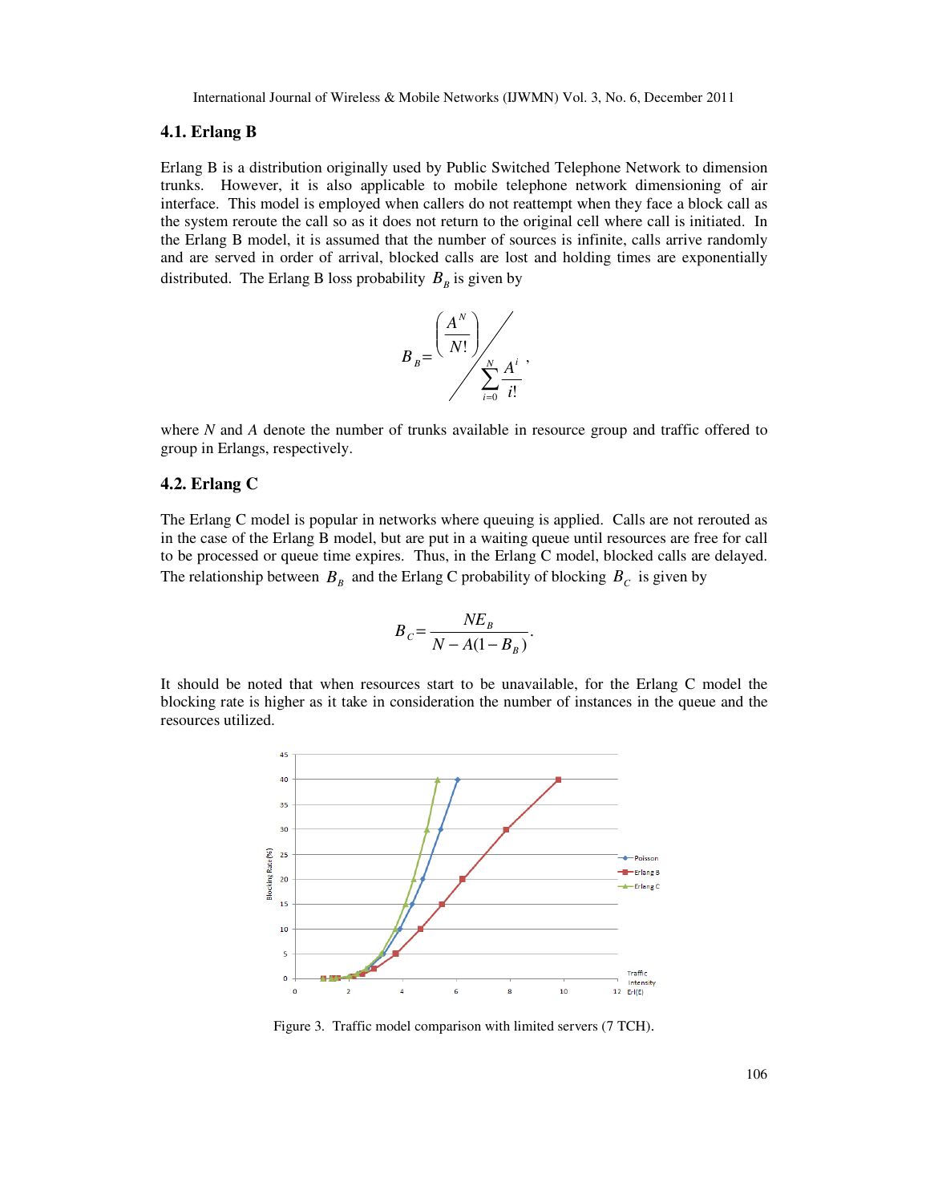### 4.1. Erlang B

Erlang B is a distribution originally used by Public Switched Telephone Network to dimension trunks. However, it is also applicable to mobile telephone network dimensioning of air interface. This model is employed when callers do not reattempt when they face a block call as the system reroute the call so as it does not return to the original cell where call is initiated. In the Erlang B model, it is assumed that the number of sources is infinite, calls arrive randomly and are served in order of arrival, blocked calls are lost and holding times are exponentially distributed. The Erlang B loss probability $B_B$ is given by

$$B_B = \left(\frac{A^N}{N!}\right) \Bigg/ \sum_{i=0}^{N} \frac{A^i}{i!},$$

where $N$ and $A$ denote the number of trunks available in resource group and traffic offered to group in Erlangs, respectively.

### 4.2. Erlang C

The Erlang C model is popular in networks where queuing is applied. Calls are not rerouted as in the case of the Erlang B model, but are put in a waiting queue until resources are free for call to be processed or queue time expires. Thus, in the Erlang C model, blocked calls are delayed. The relationship between $B_B$ and the Erlang C probability of blocking $B_C$ is given by

$$B_C = \frac{NE_B}{N - A(1 - B_B)}.$$

It should be noted that when resources start to be unavailable, for the Erlang C model the blocking rate is higher as it take in consideration the number of instances in the queue and the resources utilized.

Figure 3. Traffic model comparison with limited servers (7 TCH).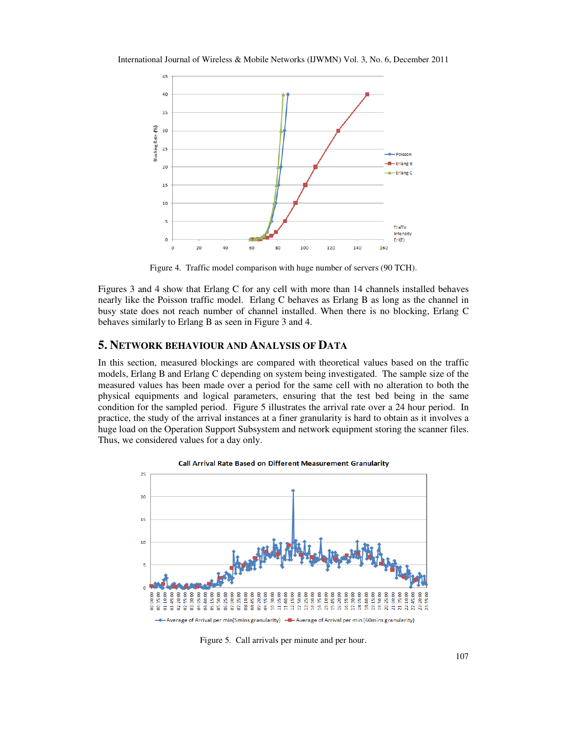Figure 4. Traffic model comparison with huge number of servers (90 TCH).

Figures 3 and 4 show that Erlang C for any cell with more than 14 channels installed behaves nearly like the Poisson traffic model. Erlang C behaves as Erlang B as long as the channel in busy state does not reach number of channel installed. When there is no blocking, Erlang C behaves similarly to Erlang B as seen in Figure 3 and 4.

## 5. Network Behaviour and Analysis of Data

In this section, measured blockings are compared with theoretical values based on the traffic models, Erlang B and Erlang C depending on system being investigated. The sample size of the measured values has been made over a period for the same cell with no alteration to both the physical equipments and logical parameters, ensuring that the test bed being in the same condition for the sampled period. Figure 5 illustrates the arrival rate over a 24 hour period. In practice, the study of the arrival instances at a finer granularity is hard to obtain as it involves a huge load on the Operation Support Subsystem and network equipment storing the scanner files. Thus, we considered values for a day only.

Figure 5. Call arrivals per minute and per hour.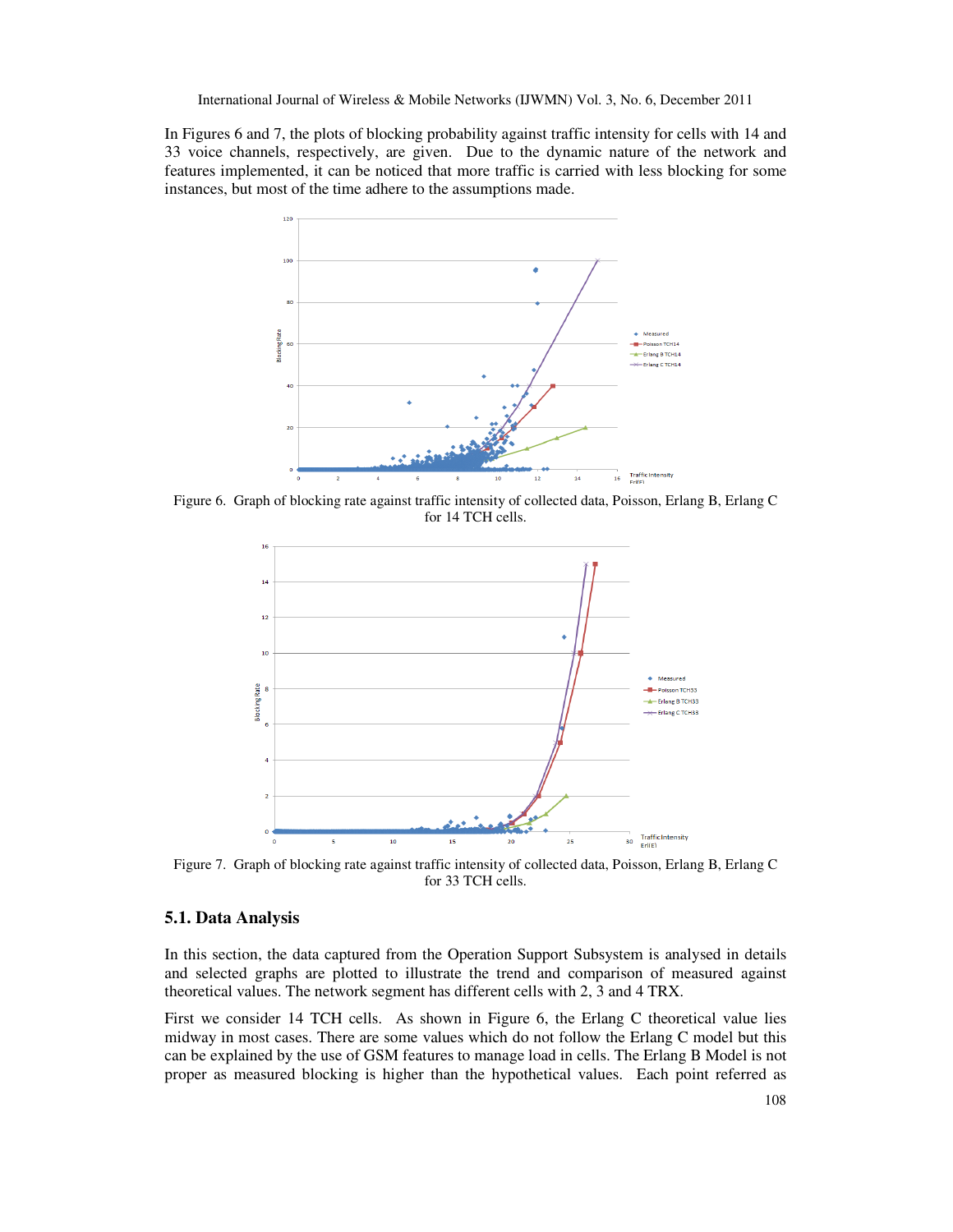In Figures 6 and 7, the plots of blocking probability against traffic intensity for cells with 14 and 33 voice channels, respectively, are given. Due to the dynamic nature of the network and features implemented, it can be noticed that more traffic is carried with less blocking for some instances, but most of the time adhere to the assumptions made.

Figure 6. Graph of blocking rate against traffic intensity of collected data, Poisson, Erlang B, Erlang C for 14 TCH cells.

Figure 7. Graph of blocking rate against traffic intensity of collected data, Poisson, Erlang B, Erlang C for 33 TCH cells.

## 5.1. Data Analysis

In this section, the data captured from the Operation Support Subsystem is analysed in details and selected graphs are plotted to illustrate the trend and comparison of measured against theoretical values. The network segment has different cells with 2, 3 and 4 TRX.

First we consider 14 TCH cells. As shown in Figure 6, the Erlang C theoretical value lies midway in most cases. There are some values which do not follow the Erlang C model but this can be explained by the use of GSM features to manage load in cells. The Erlang B Model is not proper as measured blocking is higher than the hypothetical values. Each point referred as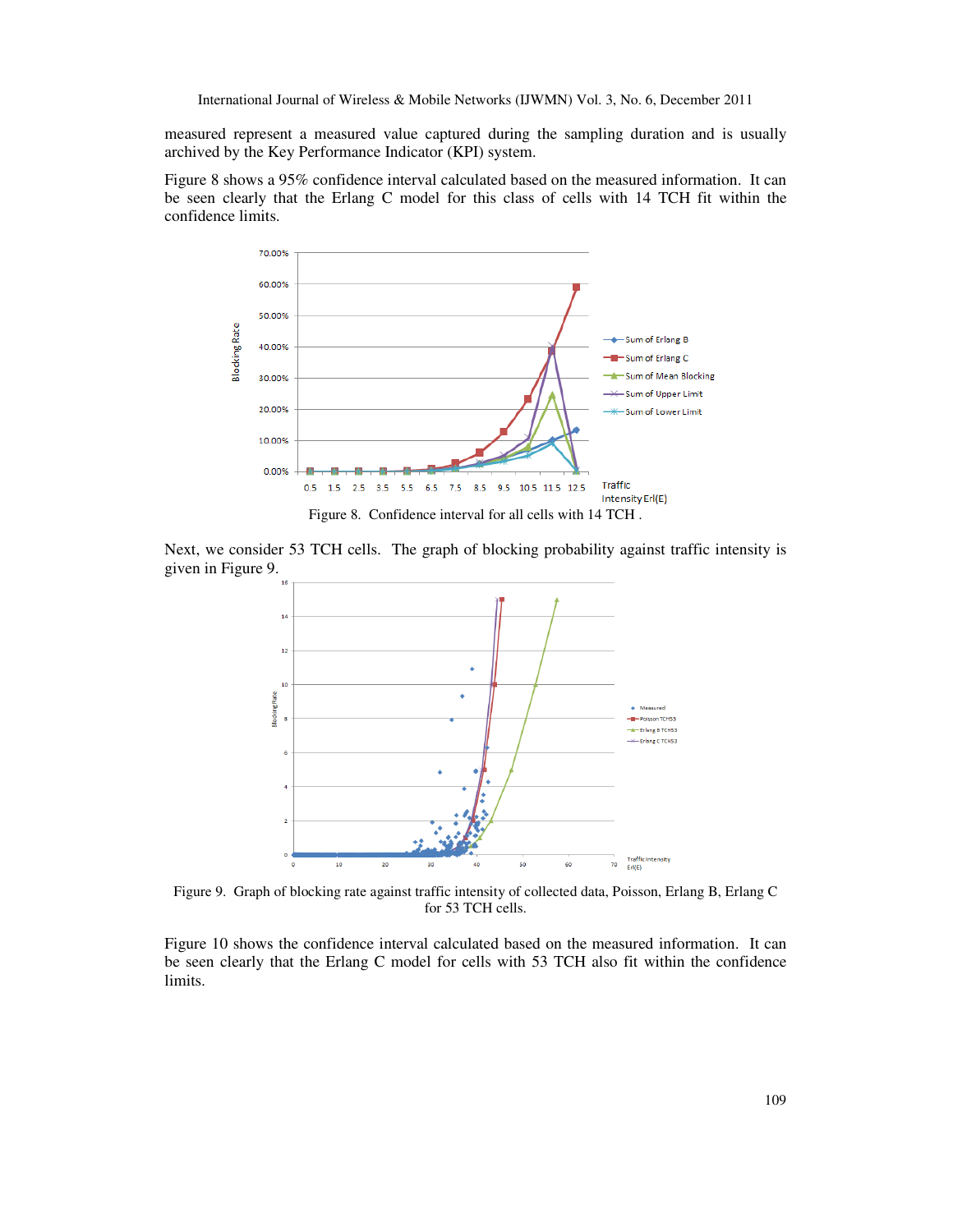measured represent a measured value captured during the sampling duration and is usually archived by the Key Performance Indicator (KPI) system.

Figure 8 shows a 95% confidence interval calculated based on the measured information. It can be seen clearly that the Erlang C model for this class of cells with 14 TCH fit within the confidence limits.

Figure 8. Confidence interval for all cells with 14 TCH .

Next, we consider 53 TCH cells. The graph of blocking probability against traffic intensity is given in Figure 9.

Figure 9. Graph of blocking rate against traffic intensity of collected data, Poisson, Erlang B, Erlang C for 53 TCH cells.

Figure 10 shows the confidence interval calculated based on the measured information. It can be seen clearly that the Erlang C model for cells with 53 TCH also fit within the confidence limits.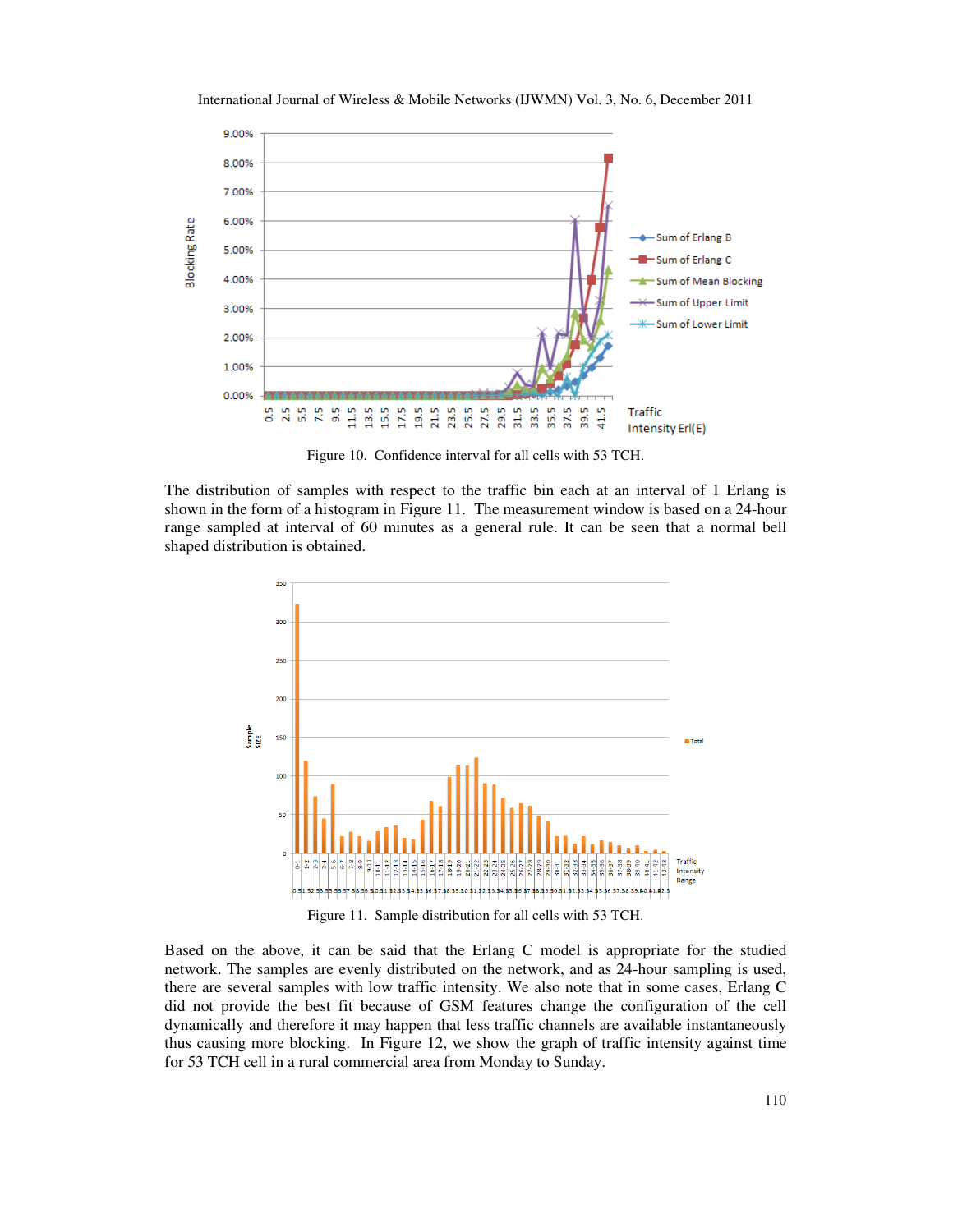Figure 10. Confidence interval for all cells with 53 TCH.

The distribution of samples with respect to the traffic bin each at an interval of 1 Erlang is shown in the form of a histogram in Figure 11. The measurement window is based on a 24-hour range sampled at interval of 60 minutes as a general rule. It can be seen that a normal bell shaped distribution is obtained.

Figure 11. Sample distribution for all cells with 53 TCH.

Based on the above, it can be said that the Erlang C model is appropriate for the studied network. The samples are evenly distributed on the network, and as 24-hour sampling is used, there are several samples with low traffic intensity. We also note that in some cases, Erlang C did not provide the best fit because of GSM features change the configuration of the cell dynamically and therefore it may happen that less traffic channels are available instantaneously thus causing more blocking. In Figure 12, we show the graph of traffic intensity against time for 53 TCH cell in a rural commercial area from Monday to Sunday.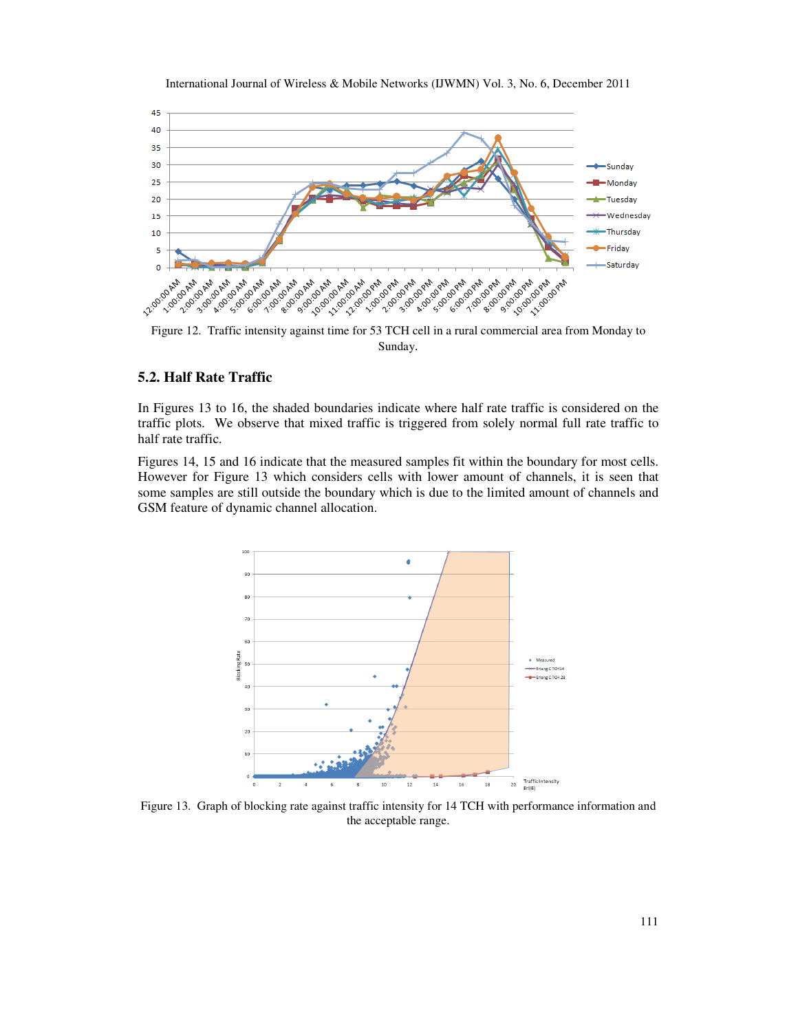Figure 12. Traffic intensity against time for 53 TCH cell in a rural commercial area from Monday to Sunday.

## 5.2. Half Rate Traffic

In Figures 13 to 16, the shaded boundaries indicate where half rate traffic is considered on the traffic plots. We observe that mixed traffic is triggered from solely normal full rate traffic to half rate traffic.

Figures 14, 15 and 16 indicate that the measured samples fit within the boundary for most cells. However for Figure 13 which considers cells with lower amount of channels, it is seen that some samples are still outside the boundary which is due to the limited amount of channels and GSM feature of dynamic channel allocation.

Figure 13. Graph of blocking rate against traffic intensity for 14 TCH with performance information and the acceptable range.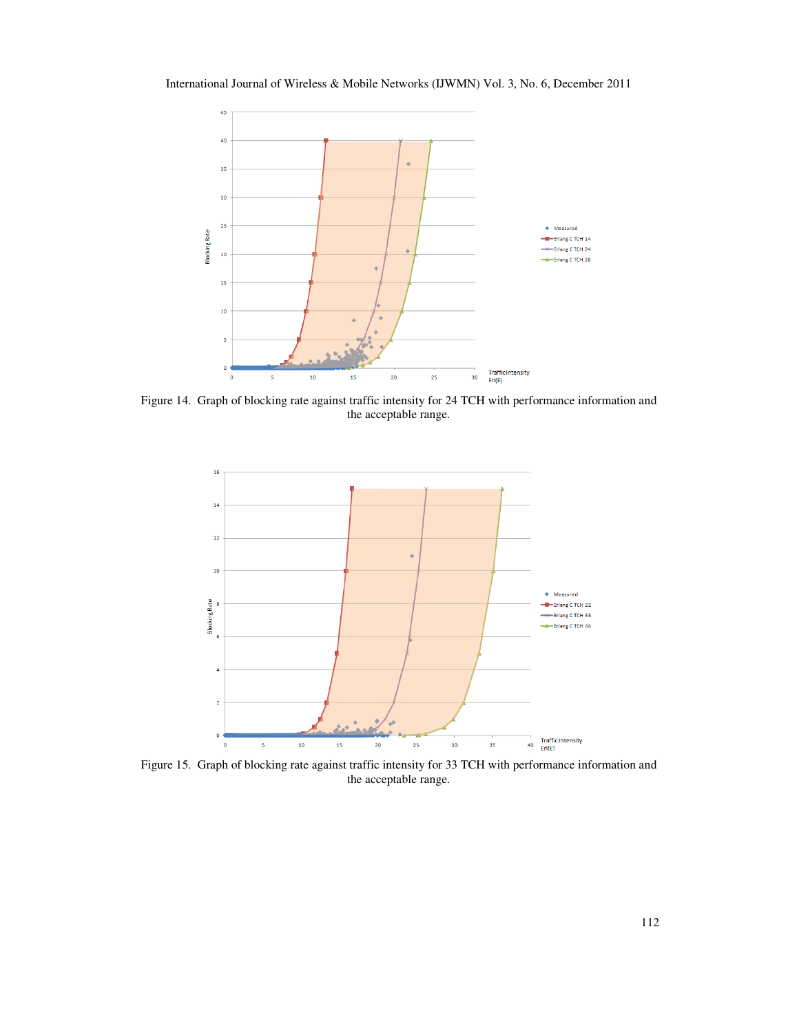Figure 14. Graph of blocking rate against traffic intensity for 24 TCH with performance information and the acceptable range.

Figure 15. Graph of blocking rate against traffic intensity for 33 TCH with performance information and the acceptable range.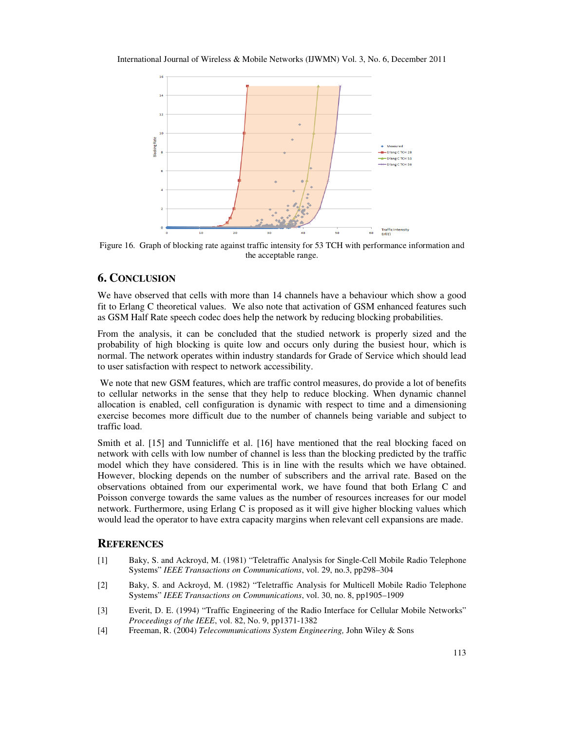Figure 16. Graph of blocking rate against traffic intensity for 53 TCH with performance information and the acceptable range.

## 6. CONCLUSION

We have observed that cells with more than 14 channels have a behaviour which show a good fit to Erlang C theoretical values. We also note that activation of GSM enhanced features such as GSM Half Rate speech codec does help the network by reducing blocking probabilities.

From the analysis, it can be concluded that the studied network is properly sized and the probability of high blocking is quite low and occurs only during the busiest hour, which is normal. The network operates within industry standards for Grade of Service which should lead to user satisfaction with respect to network accessibility.

We note that new GSM features, which are traffic control measures, do provide a lot of benefits to cellular networks in the sense that they help to reduce blocking. When dynamic channel allocation is enabled, cell configuration is dynamic with respect to time and a dimensioning exercise becomes more difficult due to the number of channels being variable and subject to traffic load.

Smith et al. [15] and Tunnicliffe et al. [16] have mentioned that the real blocking faced on network with cells with low number of channel is less than the blocking predicted by the traffic model which they have considered. This is in line with the results which we have obtained. However, blocking depends on the number of subscribers and the arrival rate. Based on the observations obtained from our experimental work, we have found that both Erlang C and Poisson converge towards the same values as the number of resources increases for our model network. Furthermore, using Erlang C is proposed as it will give higher blocking values which would lead the operator to have extra capacity margins when relevant cell expansions are made.

## REFERENCES

[1] Baky, S. and Ackroyd, M. (1981) "Teletraffic Analysis for Single-Cell Mobile Radio Telephone Systems" *IEEE Transactions on Communications*, vol. 29, no.3, pp298–304

[2] Baky, S. and Ackroyd, M. (1982) "Teletraffic Analysis for Multicell Mobile Radio Telephone Systems" *IEEE Transactions on Communications*, vol. 30, no. 8, pp1905–1909

[3] Everit, D. E. (1994) "Traffic Engineering of the Radio Interface for Cellular Mobile Networks" *Proceedings of the IEEE*, vol. 82, No. 9, pp1371-1382

[4] Freeman, R. (2004) *Telecommunications System Engineering,* John Wiley & Sons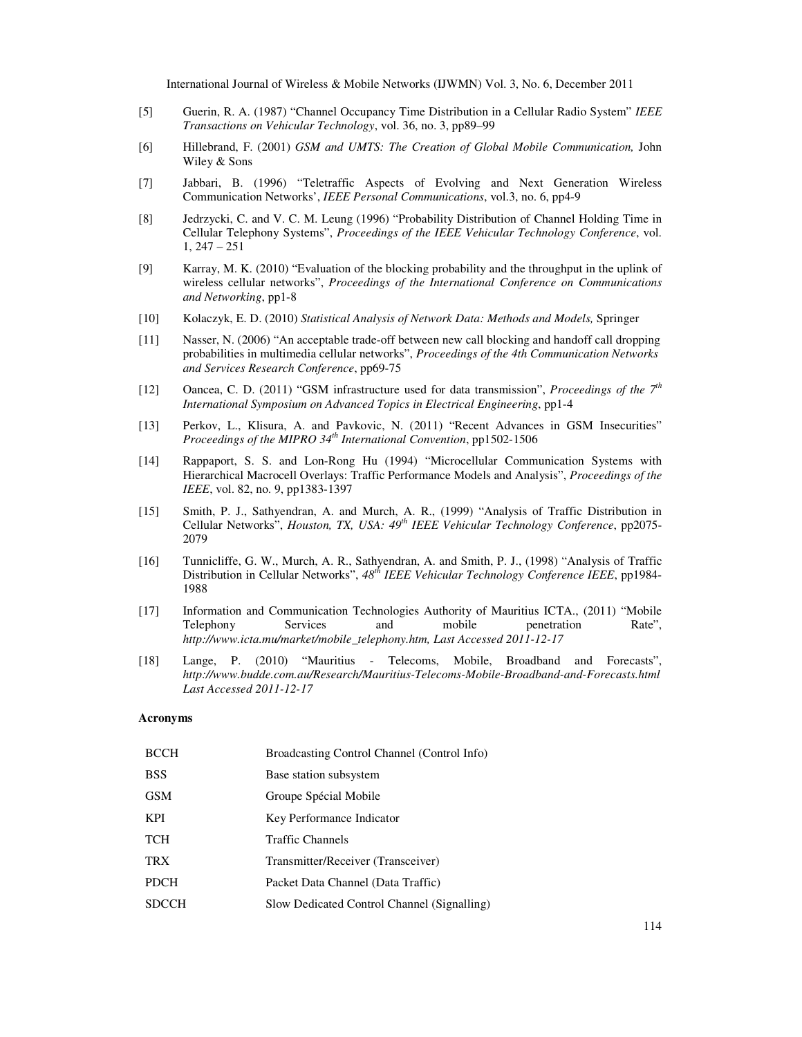[5] Guerin, R. A. (1987) "Channel Occupancy Time Distribution in a Cellular Radio System" *IEEE Transactions on Vehicular Technology*, vol. 36, no. 3, pp89–99

[6] Hillebrand, F. (2001) *GSM and UMTS: The Creation of Global Mobile Communication,* John Wiley & Sons

[7] Jabbari, B. (1996) "Teletraffic Aspects of Evolving and Next Generation Wireless Communication Networks', *IEEE Personal Communications*, vol.3, no. 6, pp4-9

[8] Jedrzycki, C. and V. C. M. Leung (1996) "Probability Distribution of Channel Holding Time in Cellular Telephony Systems", *Proceedings of the IEEE Vehicular Technology Conference*, vol. 1, 247 – 251

[9] Karray, M. K. (2010) "Evaluation of the blocking probability and the throughput in the uplink of wireless cellular networks", *Proceedings of the International Conference on Communications and Networking*, pp1-8

[10] Kolaczyk, E. D. (2010) *Statistical Analysis of Network Data: Methods and Models,* Springer

[11] Nasser, N. (2006) "An acceptable trade-off between new call blocking and handoff call dropping probabilities in multimedia cellular networks", *Proceedings of the 4th Communication Networks and Services Research Conference*, pp69-75

[12] Oancea, C. D. (2011) "GSM infrastructure used for data transmission", *Proceedings of the 7th International Symposium on Advanced Topics in Electrical Engineering*, pp1-4

[13] Perkov, L., Klisura, A. and Pavkovic, N. (2011) "Recent Advances in GSM Insecurities" *Proceedings of the MIPRO 34th International Convention*, pp1502-1506

[14] Rappaport, S. S. and Lon-Rong Hu (1994) "Microcellular Communication Systems with Hierarchical Macrocell Overlays: Traffic Performance Models and Analysis", *Proceedings of the IEEE*, vol. 82, no. 9, pp1383-1397

[15] Smith, P. J., Sathyendran, A. and Murch, A. R., (1999) "Analysis of Traffic Distribution in Cellular Networks", *Houston, TX, USA: 49th IEEE Vehicular Technology Conference*, pp2075-2079

[16] Tunnicliffe, G. W., Murch, A. R., Sathyendran, A. and Smith, P. J., (1998) "Analysis of Traffic Distribution in Cellular Networks", *48th IEEE Vehicular Technology Conference IEEE*, pp1984-1988

[17] Information and Communication Technologies Authority of Mauritius ICTA., (2011) "Mobile Telephony Services and mobile penetration Rate", *http://www.icta.mu/market/mobile_telephony.htm, Last Accessed 2011-12-17*

[18] Lange, P. (2010) "Mauritius - Telecoms, Mobile, Broadband and Forecasts", *http://www.budde.com.au/Research/Mauritius-Telecoms-Mobile-Broadband-and-Forecasts.html Last Accessed 2011-12-17*

**Acronyms**

| | |
|---|---|
| BCCH | Broadcasting Control Channel (Control Info) |
| BSS | Base station subsystem |
| GSM | Groupe Spécial Mobile |
| KPI | Key Performance Indicator |
| TCH | Traffic Channels |
| TRX | Transmitter/Receiver (Transceiver) |
| PDCH | Packet Data Channel (Data Traffic) |
| SDCCH | Slow Dedicated Control Channel (Signalling) |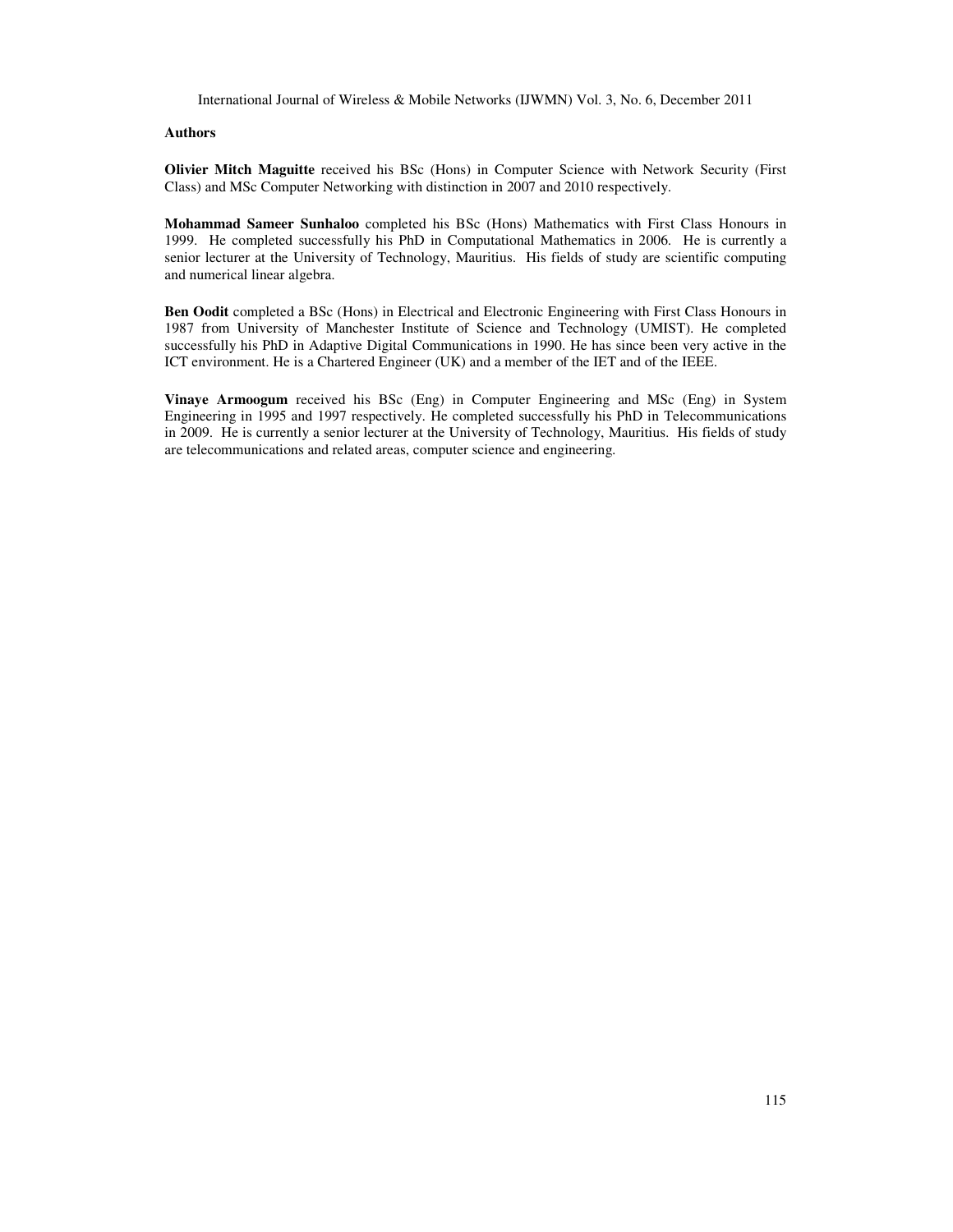## Authors

**Olivier Mitch Maguitte** received his BSc (Hons) in Computer Science with Network Security (First Class) and MSc Computer Networking with distinction in 2007 and 2010 respectively.

**Mohammad Sameer Sunhaloo** completed his BSc (Hons) Mathematics with First Class Honours in 1999. He completed successfully his PhD in Computational Mathematics in 2006. He is currently a senior lecturer at the University of Technology, Mauritius. His fields of study are scientific computing and numerical linear algebra.

**Ben Oodit** completed a BSc (Hons) in Electrical and Electronic Engineering with First Class Honours in 1987 from University of Manchester Institute of Science and Technology (UMIST). He completed successfully his PhD in Adaptive Digital Communications in 1990. He has since been very active in the ICT environment. He is a Chartered Engineer (UK) and a member of the IET and of the IEEE.

**Vinaye Armoogum** received his BSc (Eng) in Computer Engineering and MSc (Eng) in System Engineering in 1995 and 1997 respectively. He completed successfully his PhD in Telecommunications in 2009. He is currently a senior lecturer at the University of Technology, Mauritius. His fields of study are telecommunications and related areas, computer science and engineering.